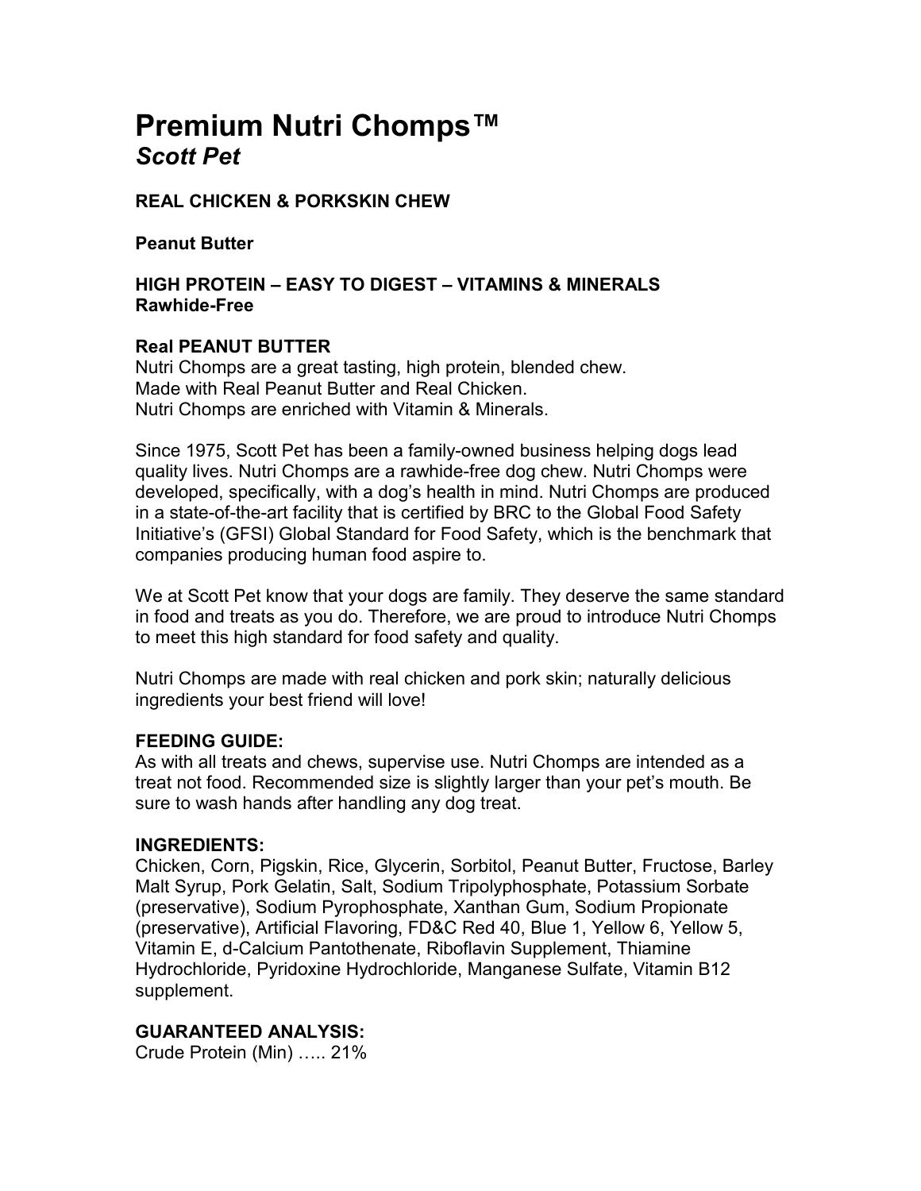# Premium Nutri Chomps™
## *Scott Pet*

**REAL CHICKEN & PORKSKIN CHEW**

**Peanut Butter**

**HIGH PROTEIN – EASY TO DIGEST – VITAMINS & MINERALS**
**Rawhide-Free**

**Real PEANUT BUTTER**
Nutri Chomps are a great tasting, high protein, blended chew.
Made with Real Peanut Butter and Real Chicken.
Nutri Chomps are enriched with Vitamin & Minerals.

Since 1975, Scott Pet has been a family-owned business helping dogs lead quality lives. Nutri Chomps are a rawhide-free dog chew. Nutri Chomps were developed, specifically, with a dog's health in mind. Nutri Chomps are produced in a state-of-the-art facility that is certified by BRC to the Global Food Safety Initiative's (GFSI) Global Standard for Food Safety, which is the benchmark that companies producing human food aspire to.

We at Scott Pet know that your dogs are family. They deserve the same standard in food and treats as you do. Therefore, we are proud to introduce Nutri Chomps to meet this high standard for food safety and quality.

Nutri Chomps are made with real chicken and pork skin; naturally delicious ingredients your best friend will love!

**FEEDING GUIDE:**
As with all treats and chews, supervise use. Nutri Chomps are intended as a treat not food. Recommended size is slightly larger than your pet's mouth. Be sure to wash hands after handling any dog treat.

**INGREDIENTS:**
Chicken, Corn, Pigskin, Rice, Glycerin, Sorbitol, Peanut Butter, Fructose, Barley Malt Syrup, Pork Gelatin, Salt, Sodium Tripolyphosphate, Potassium Sorbate (preservative), Sodium Pyrophosphate, Xanthan Gum, Sodium Propionate (preservative), Artificial Flavoring, FD&C Red 40, Blue 1, Yellow 6, Yellow 5, Vitamin E, d-Calcium Pantothenate, Riboflavin Supplement, Thiamine Hydrochloride, Pyridoxine Hydrochloride, Manganese Sulfate, Vitamin B12 supplement.

**GUARANTEED ANALYSIS:**
Crude Protein (Min) ….. 21%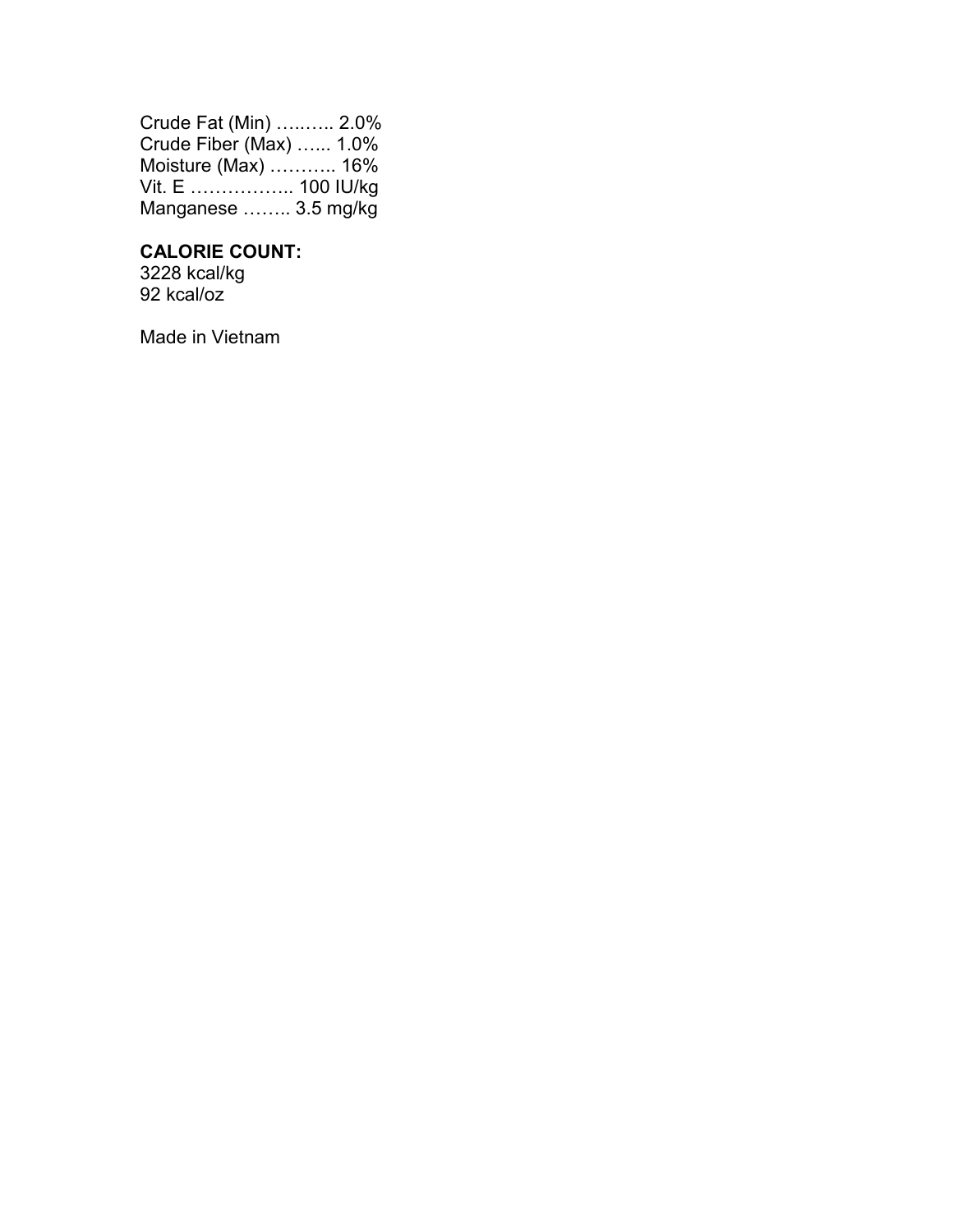Crude Fat (Min) …..….. 2.0%
Crude Fiber (Max) …... 1.0%
Moisture (Max) ……….. 16%
Vit. E …………….. 100 IU/kg
Manganese …….. 3.5 mg/kg

**CALORIE COUNT:**
3228 kcal/kg
92 kcal/oz

Made in Vietnam